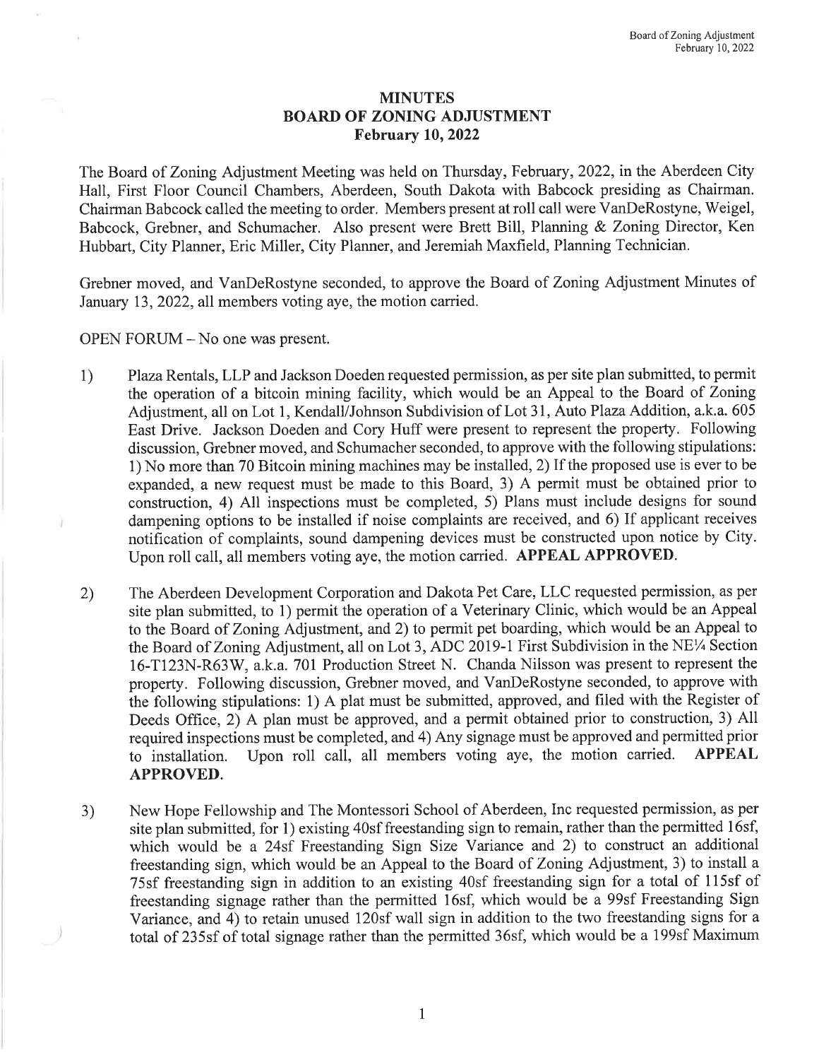# MINUTES
# BOARD OF ZONING ADJUSTMENT
# February 10, 2022

The Board of Zoning Adjustment Meeting was held on Thursday, February, 2022, in the Aberdeen City Hall, First Floor Council Chambers, Aberdeen, South Dakota with Babcock presiding as Chairman. Chairman Babcock called the meeting to order. Members present at roll call were VanDeRostyne, Weigel, Babcock, Grebner, and Schumacher. Also present were Brett Bill, Planning & Zoning Director, Ken Hubbart, City Planner, Eric Miller, City Planner, and Jeremiah Maxfield, Planning Technician.

Grebner moved, and VanDeRostyne seconded, to approve the Board of Zoning Adjustment Minutes of January 13, 2022, all members voting aye, the motion carried.

OPEN FORUM – No one was present.

1) Plaza Rentals, LLP and Jackson Doeden requested permission, as per site plan submitted, to permit the operation of a bitcoin mining facility, which would be an Appeal to the Board of Zoning Adjustment, all on Lot 1, Kendall/Johnson Subdivision of Lot 31, Auto Plaza Addition, a.k.a. 605 East Drive. Jackson Doeden and Cory Huff were present to represent the property. Following discussion, Grebner moved, and Schumacher seconded, to approve with the following stipulations: 1) No more than 70 Bitcoin mining machines may be installed, 2) If the proposed use is ever to be expanded, a new request must be made to this Board, 3) A permit must be obtained prior to construction, 4) All inspections must be completed, 5) Plans must include designs for sound dampening options to be installed if noise complaints are received, and 6) If applicant receives notification of complaints, sound dampening devices must be constructed upon notice by City. Upon roll call, all members voting aye, the motion carried. **APPEAL APPROVED.**

2) The Aberdeen Development Corporation and Dakota Pet Care, LLC requested permission, as per site plan submitted, to 1) permit the operation of a Veterinary Clinic, which would be an Appeal to the Board of Zoning Adjustment, and 2) to permit pet boarding, which would be an Appeal to the Board of Zoning Adjustment, all on Lot 3, ADC 2019-1 First Subdivision in the NE¼ Section 16-T123N-R63W, a.k.a. 701 Production Street N. Chanda Nilsson was present to represent the property. Following discussion, Grebner moved, and VanDeRostyne seconded, to approve with the following stipulations: 1) A plat must be submitted, approved, and filed with the Register of Deeds Office, 2) A plan must be approved, and a permit obtained prior to construction, 3) All required inspections must be completed, and 4) Any signage must be approved and permitted prior to installation. Upon roll call, all members voting aye, the motion carried. **APPEAL APPROVED.**

3) New Hope Fellowship and The Montessori School of Aberdeen, Inc requested permission, as per site plan submitted, for 1) existing 40sf freestanding sign to remain, rather than the permitted 16sf, which would be a 24sf Freestanding Sign Size Variance and 2) to construct an additional freestanding sign, which would be an Appeal to the Board of Zoning Adjustment, 3) to install a 75sf freestanding sign in addition to an existing 40sf freestanding sign for a total of 115sf of freestanding signage rather than the permitted 16sf, which would be a 99sf Freestanding Sign Variance, and 4) to retain unused 120sf wall sign in addition to the two freestanding signs for a total of 235sf of total signage rather than the permitted 36sf, which would be a 199sf Maximum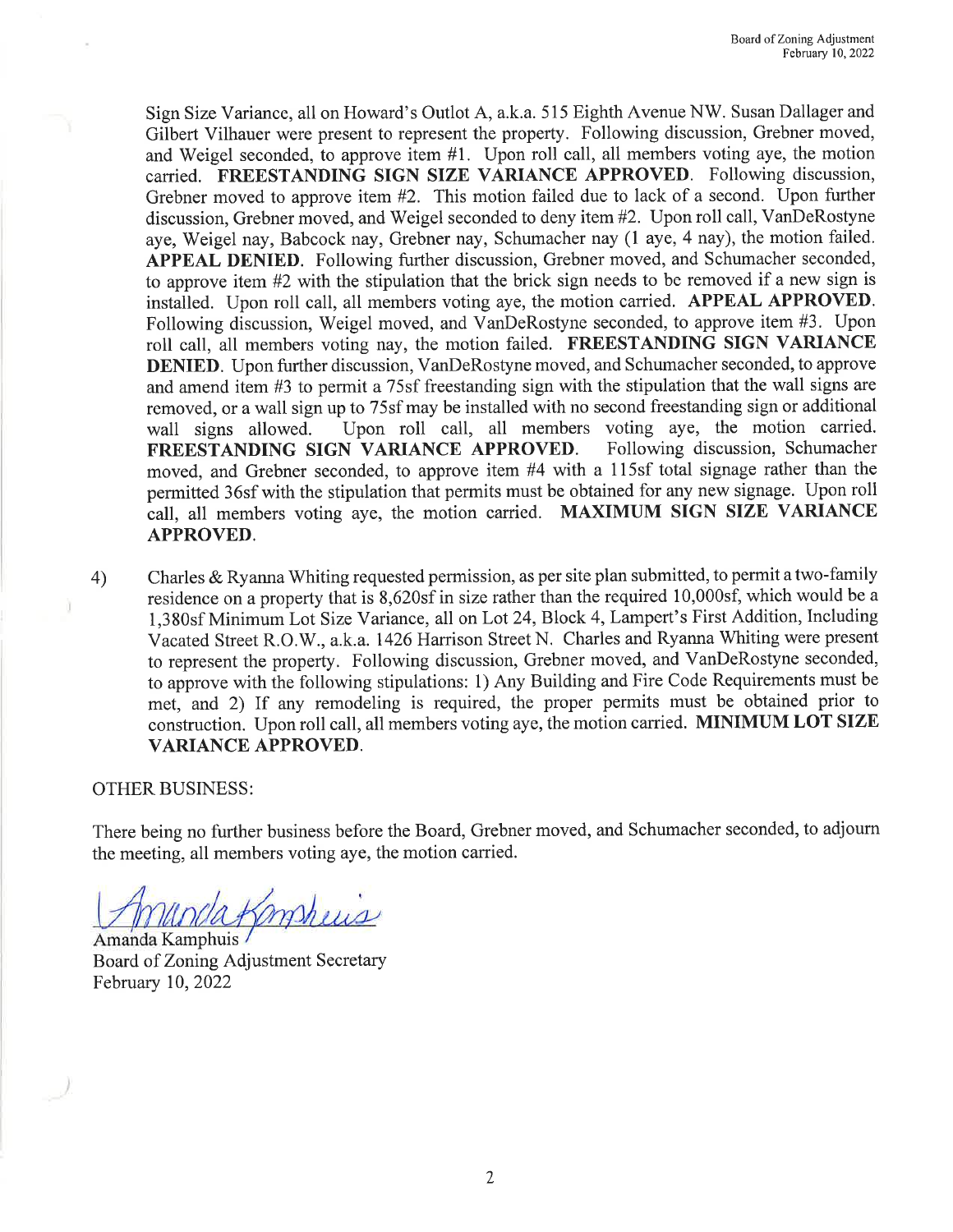Sign Size Variance, all on Howard's Outlot A, a.k.a. 515 Eighth Avenue NW. Susan Dallager and Gilbert Vilhauer were present to represent the property. Following discussion, Grebner moved, and Weigel seconded, to approve item #1. Upon roll call, all members voting aye, the motion carried. **FREESTANDING SIGN SIZE VARIANCE APPROVED**. Following discussion, Grebner moved to approve item #2. This motion failed due to lack of a second. Upon further discussion, Grebner moved, and Weigel seconded to deny item #2. Upon roll call, VanDeRostyne aye, Weigel nay, Babcock nay, Grebner nay, Schumacher nay (1 aye, 4 nay), the motion failed. **APPEAL DENIED**. Following further discussion, Grebner moved, and Schumacher seconded, to approve item #2 with the stipulation that the brick sign needs to be removed if a new sign is installed. Upon roll call, all members voting aye, the motion carried. **APPEAL APPROVED**. Following discussion, Weigel moved, and VanDeRostyne seconded, to approve item #3. Upon roll call, all members voting nay, the motion failed. **FREESTANDING SIGN VARIANCE DENIED**. Upon further discussion, VanDeRostyne moved, and Schumacher seconded, to approve and amend item #3 to permit a 75sf freestanding sign with the stipulation that the wall signs are removed, or a wall sign up to 75sf may be installed with no second freestanding sign or additional wall signs allowed. Upon roll call, all members voting aye, the motion carried. **FREESTANDING SIGN VARIANCE APPROVED**. Following discussion, Schumacher moved, and Grebner seconded, to approve item #4 with a 115sf total signage rather than the permitted 36sf with the stipulation that permits must be obtained for any new signage. Upon roll call, all members voting aye, the motion carried. **MAXIMUM SIGN SIZE VARIANCE APPROVED**.

4) Charles & Ryanna Whiting requested permission, as per site plan submitted, to permit a two-family residence on a property that is 8,620sf in size rather than the required 10,000sf, which would be a 1,380sf Minimum Lot Size Variance, all on Lot 24, Block 4, Lampert's First Addition, Including Vacated Street R.O.W., a.k.a. 1426 Harrison Street N. Charles and Ryanna Whiting were present to represent the property. Following discussion, Grebner moved, and VanDeRostyne seconded, to approve with the following stipulations: 1) Any Building and Fire Code Requirements must be met, and 2) If any remodeling is required, the proper permits must be obtained prior to construction. Upon roll call, all members voting aye, the motion carried. **MINIMUM LOT SIZE VARIANCE APPROVED**.

OTHER BUSINESS:

There being no further business before the Board, Grebner moved, and Schumacher seconded, to adjourn the meeting, all members voting aye, the motion carried.

Amanda Kamphuis
Board of Zoning Adjustment Secretary
February 10, 2022